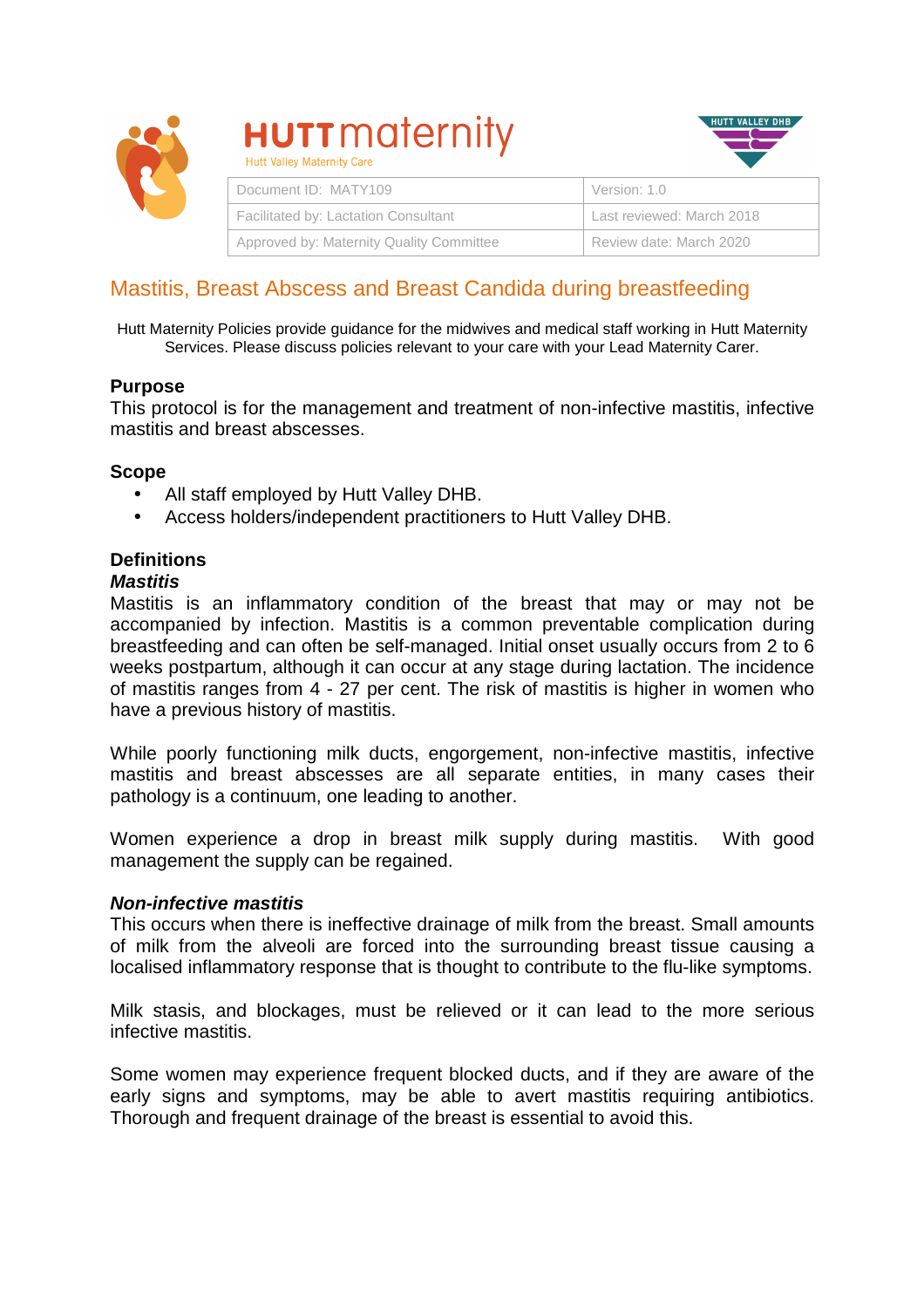HUTT maternity

Hutt Valley Maternity Care

HUTT VALLEY DHB

| | |
|---|---|
| Document ID: MATY109 | Version: 1.0 |
| Facilitated by: Lactation Consultant | Last reviewed: March 2018 |
| Approved by: Maternity Quality Committee | Review date: March 2020 |

# Mastitis, Breast Abscess and Breast Candida during breastfeeding

Hutt Maternity Policies provide guidance for the midwives and medical staff working in Hutt Maternity Services. Please discuss policies relevant to your care with your Lead Maternity Carer.

## Purpose

This protocol is for the management and treatment of non-infective mastitis, infective mastitis and breast abscesses.

## Scope

- All staff employed by Hutt Valley DHB.
- Access holders/independent practitioners to Hutt Valley DHB.

## Definitions

### *Mastitis*

Mastitis is an inflammatory condition of the breast that may or may not be accompanied by infection. Mastitis is a common preventable complication during breastfeeding and can often be self-managed. Initial onset usually occurs from 2 to 6 weeks postpartum, although it can occur at any stage during lactation. The incidence of mastitis ranges from 4 - 27 per cent. The risk of mastitis is higher in women who have a previous history of mastitis.

While poorly functioning milk ducts, engorgement, non-infective mastitis, infective mastitis and breast abscesses are all separate entities, in many cases their pathology is a continuum, one leading to another.

Women experience a drop in breast milk supply during mastitis. With good management the supply can be regained.

### *Non-infective mastitis*

This occurs when there is ineffective drainage of milk from the breast. Small amounts of milk from the alveoli are forced into the surrounding breast tissue causing a localised inflammatory response that is thought to contribute to the flu-like symptoms.

Milk stasis, and blockages, must be relieved or it can lead to the more serious infective mastitis.

Some women may experience frequent blocked ducts, and if they are aware of the early signs and symptoms, may be able to avert mastitis requiring antibiotics. Thorough and frequent drainage of the breast is essential to avoid this.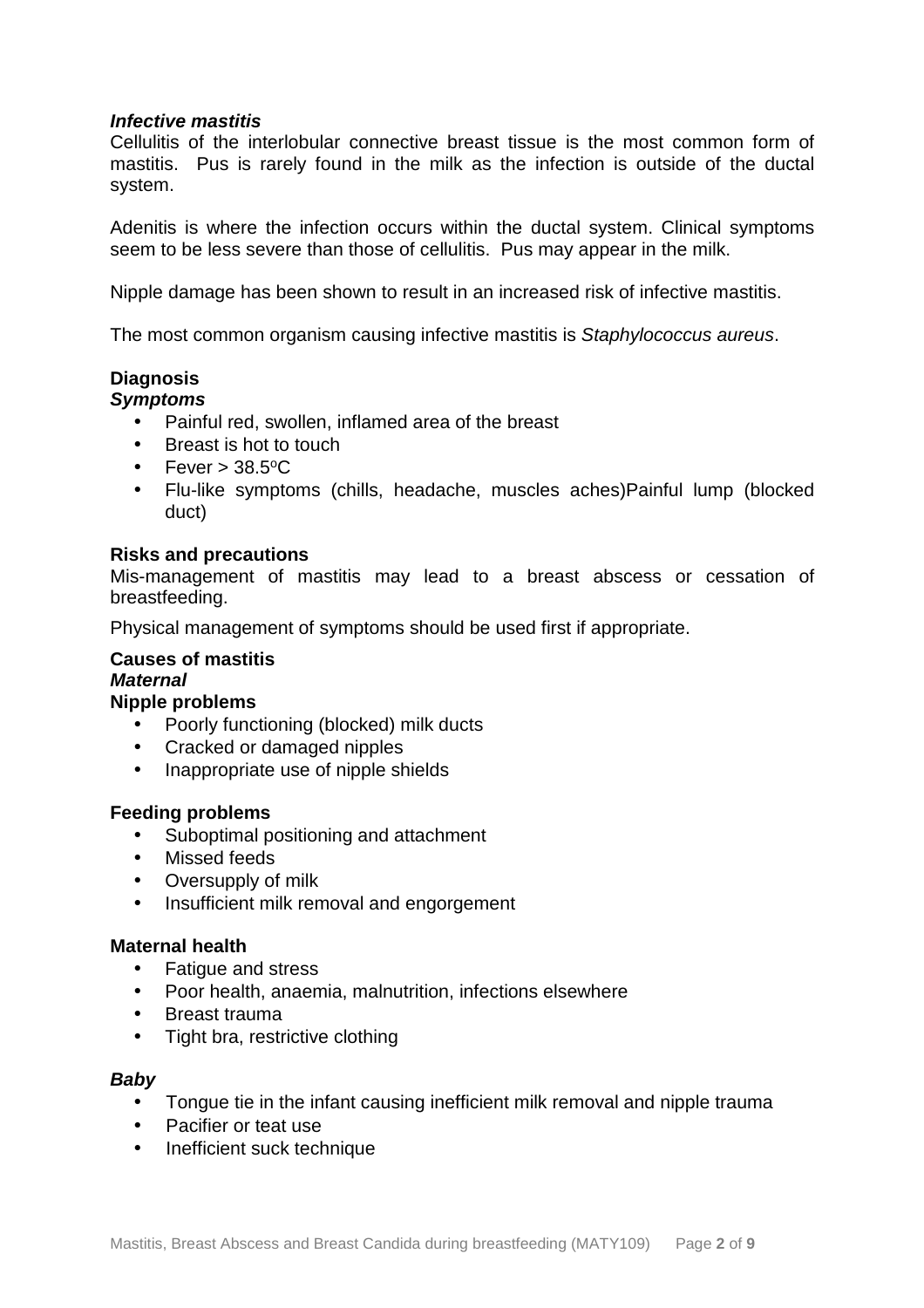***Infective mastitis***

Cellulitis of the interlobular connective breast tissue is the most common form of mastitis. Pus is rarely found in the milk as the infection is outside of the ductal system.

Adenitis is where the infection occurs within the ductal system. Clinical symptoms seem to be less severe than those of cellulitis. Pus may appear in the milk.

Nipple damage has been shown to result in an increased risk of infective mastitis.

The most common organism causing infective mastitis is *Staphylococcus aureus*.

**Diagnosis**

***Symptoms***

- Painful red, swollen, inflamed area of the breast
- Breast is hot to touch
- Fever > 38.5$^{o}$C
- Flu-like symptoms (chills, headache, muscles aches)Painful lump (blocked duct)

**Risks and precautions**

Mis-management of mastitis may lead to a breast abscess or cessation of breastfeeding.

Physical management of symptoms should be used first if appropriate.

**Causes of mastitis**

***Maternal***

**Nipple problems**

- Poorly functioning (blocked) milk ducts
- Cracked or damaged nipples
- Inappropriate use of nipple shields

**Feeding problems**

- Suboptimal positioning and attachment
- Missed feeds
- Oversupply of milk
- Insufficient milk removal and engorgement

**Maternal health**

- Fatigue and stress
- Poor health, anaemia, malnutrition, infections elsewhere
- Breast trauma
- Tight bra, restrictive clothing

***Baby***

- Tongue tie in the infant causing inefficient milk removal and nipple trauma
- Pacifier or teat use
- Inefficient suck technique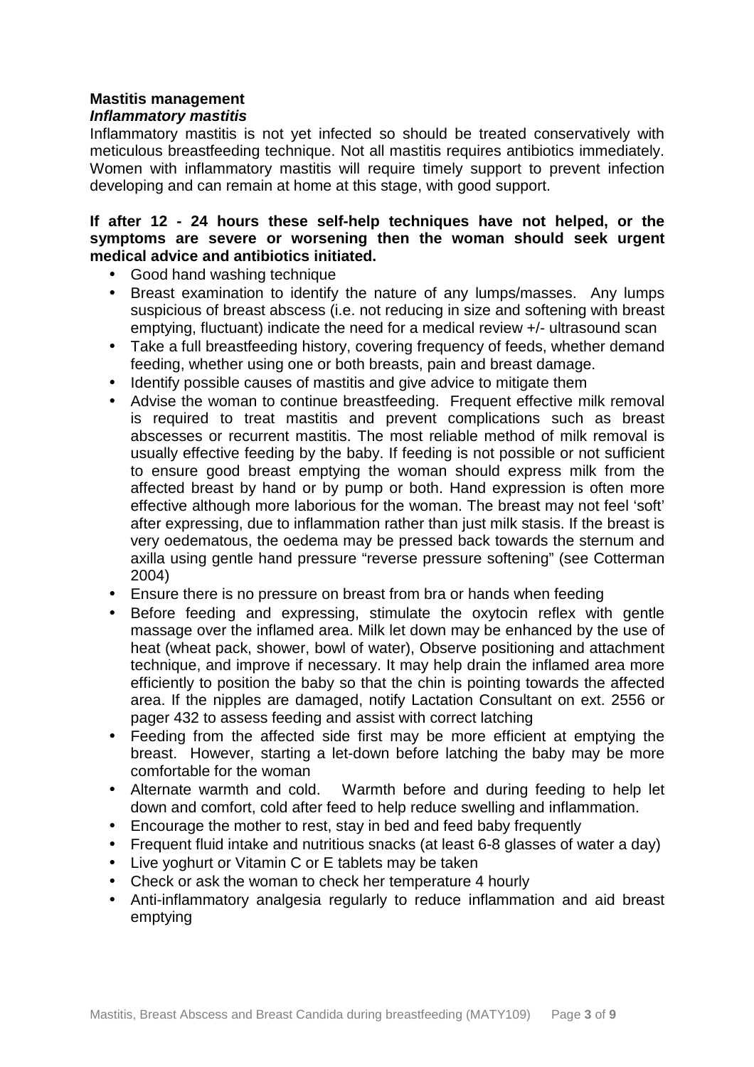**Mastitis management**

***Inflammatory mastitis***

Inflammatory mastitis is not yet infected so should be treated conservatively with meticulous breastfeeding technique. Not all mastitis requires antibiotics immediately. Women with inflammatory mastitis will require timely support to prevent infection developing and can remain at home at this stage, with good support.

**If after 12 - 24 hours these self-help techniques have not helped, or the symptoms are severe or worsening then the woman should seek urgent medical advice and antibiotics initiated.**

- Good hand washing technique
- Breast examination to identify the nature of any lumps/masses. Any lumps suspicious of breast abscess (i.e. not reducing in size and softening with breast emptying, fluctuant) indicate the need for a medical review +/- ultrasound scan
- Take a full breastfeeding history, covering frequency of feeds, whether demand feeding, whether using one or both breasts, pain and breast damage.
- Identify possible causes of mastitis and give advice to mitigate them
- Advise the woman to continue breastfeeding. Frequent effective milk removal is required to treat mastitis and prevent complications such as breast abscesses or recurrent mastitis. The most reliable method of milk removal is usually effective feeding by the baby. If feeding is not possible or not sufficient to ensure good breast emptying the woman should express milk from the affected breast by hand or by pump or both. Hand expression is often more effective although more laborious for the woman. The breast may not feel 'soft' after expressing, due to inflammation rather than just milk stasis. If the breast is very oedematous, the oedema may be pressed back towards the sternum and axilla using gentle hand pressure "reverse pressure softening" (see Cotterman 2004)
- Ensure there is no pressure on breast from bra or hands when feeding
- Before feeding and expressing, stimulate the oxytocin reflex with gentle massage over the inflamed area. Milk let down may be enhanced by the use of heat (wheat pack, shower, bowl of water), Observe positioning and attachment technique, and improve if necessary. It may help drain the inflamed area more efficiently to position the baby so that the chin is pointing towards the affected area. If the nipples are damaged, notify Lactation Consultant on ext. 2556 or pager 432 to assess feeding and assist with correct latching
- Feeding from the affected side first may be more efficient at emptying the breast. However, starting a let-down before latching the baby may be more comfortable for the woman
- Alternate warmth and cold. Warmth before and during feeding to help let down and comfort, cold after feed to help reduce swelling and inflammation.
- Encourage the mother to rest, stay in bed and feed baby frequently
- Frequent fluid intake and nutritious snacks (at least 6-8 glasses of water a day)
- Live yoghurt or Vitamin C or E tablets may be taken
- Check or ask the woman to check her temperature 4 hourly
- Anti-inflammatory analgesia regularly to reduce inflammation and aid breast emptying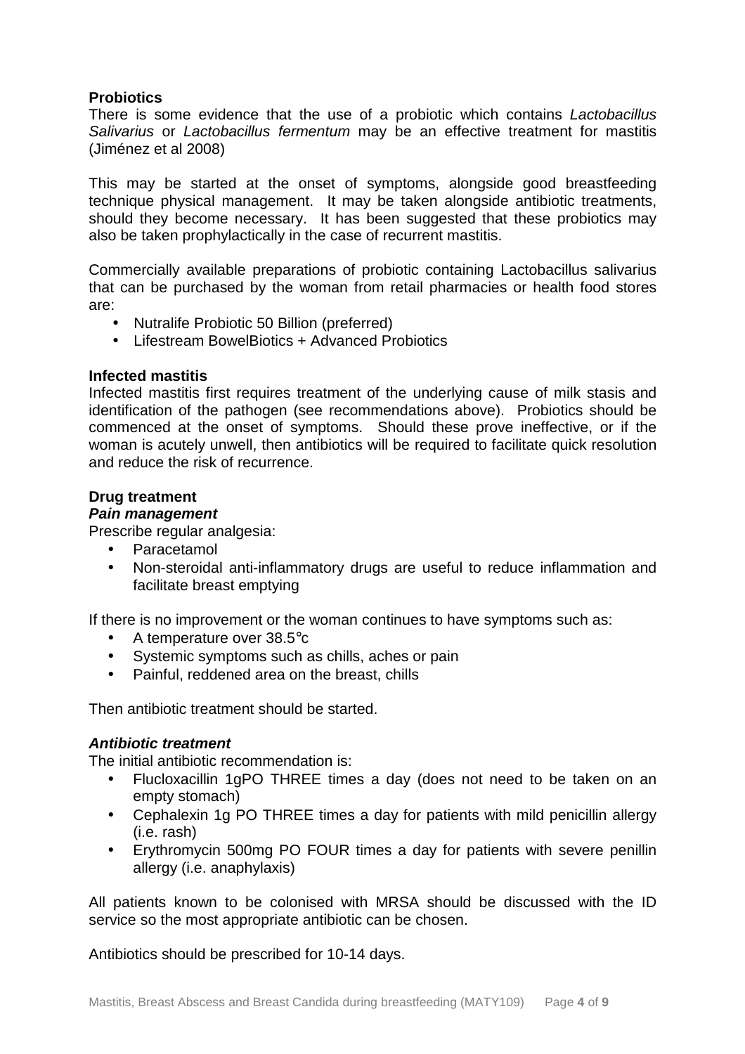**Probiotics**

There is some evidence that the use of a probiotic which contains *Lactobacillus Salivarius* or *Lactobacillus fermentum* may be an effective treatment for mastitis (Jiménez et al 2008)

This may be started at the onset of symptoms, alongside good breastfeeding technique physical management. It may be taken alongside antibiotic treatments, should they become necessary. It has been suggested that these probiotics may also be taken prophylactically in the case of recurrent mastitis.

Commercially available preparations of probiotic containing Lactobacillus salivarius that can be purchased by the woman from retail pharmacies or health food stores are:

- Nutralife Probiotic 50 Billion (preferred)
- Lifestream BowelBiotics + Advanced Probiotics

**Infected mastitis**

Infected mastitis first requires treatment of the underlying cause of milk stasis and identification of the pathogen (see recommendations above). Probiotics should be commenced at the onset of symptoms. Should these prove ineffective, or if the woman is acutely unwell, then antibiotics will be required to facilitate quick resolution and reduce the risk of recurrence.

**Drug treatment**

***Pain management***

Prescribe regular analgesia:

- Paracetamol
- Non-steroidal anti-inflammatory drugs are useful to reduce inflammation and facilitate breast emptying

If there is no improvement or the woman continues to have symptoms such as:

- A temperature over 38.5°c
- Systemic symptoms such as chills, aches or pain
- Painful, reddened area on the breast, chills

Then antibiotic treatment should be started.

***Antibiotic treatment***

The initial antibiotic recommendation is:

- Flucloxacillin 1gPO THREE times a day (does not need to be taken on an empty stomach)
- Cephalexin 1g PO THREE times a day for patients with mild penicillin allergy (i.e. rash)
- Erythromycin 500mg PO FOUR times a day for patients with severe penillin allergy (i.e. anaphylaxis)

All patients known to be colonised with MRSA should be discussed with the ID service so the most appropriate antibiotic can be chosen.

Antibiotics should be prescribed for 10-14 days.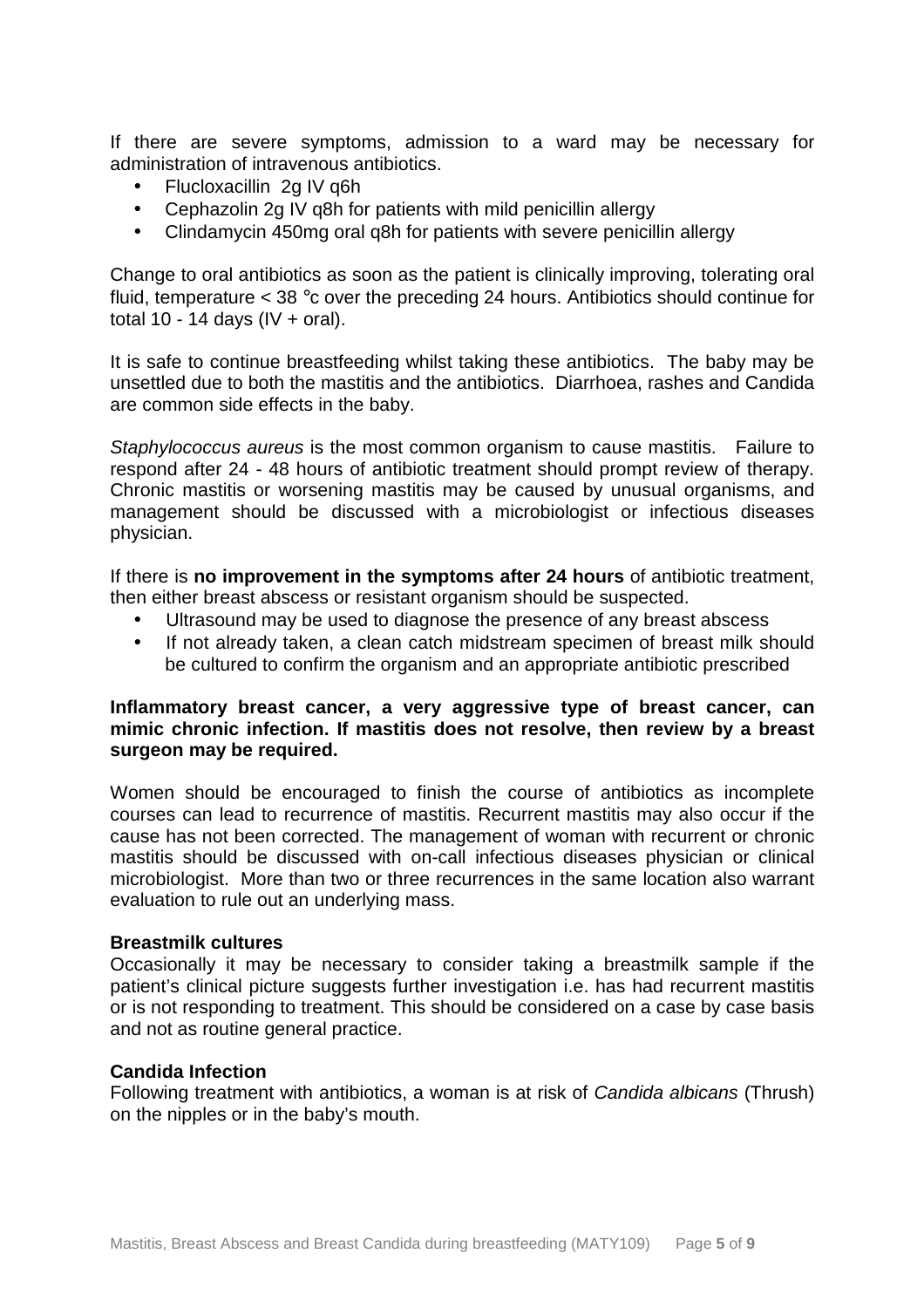If there are severe symptoms, admission to a ward may be necessary for administration of intravenous antibiotics.

- Flucloxacillin 2g IV q6h
- Cephazolin 2g IV q8h for patients with mild penicillin allergy
- Clindamycin 450mg oral q8h for patients with severe penicillin allergy

Change to oral antibiotics as soon as the patient is clinically improving, tolerating oral fluid, temperature < 38 °c over the preceding 24 hours. Antibiotics should continue for total 10 - 14 days (IV + oral).

It is safe to continue breastfeeding whilst taking these antibiotics. The baby may be unsettled due to both the mastitis and the antibiotics. Diarrhoea, rashes and Candida are common side effects in the baby.

*Staphylococcus aureus* is the most common organism to cause mastitis. Failure to respond after 24 - 48 hours of antibiotic treatment should prompt review of therapy. Chronic mastitis or worsening mastitis may be caused by unusual organisms, and management should be discussed with a microbiologist or infectious diseases physician.

If there is **no improvement in the symptoms after 24 hours** of antibiotic treatment, then either breast abscess or resistant organism should be suspected.

- Ultrasound may be used to diagnose the presence of any breast abscess
- If not already taken, a clean catch midstream specimen of breast milk should be cultured to confirm the organism and an appropriate antibiotic prescribed

**Inflammatory breast cancer, a very aggressive type of breast cancer, can mimic chronic infection. If mastitis does not resolve, then review by a breast surgeon may be required.**

Women should be encouraged to finish the course of antibiotics as incomplete courses can lead to recurrence of mastitis. Recurrent mastitis may also occur if the cause has not been corrected. The management of woman with recurrent or chronic mastitis should be discussed with on-call infectious diseases physician or clinical microbiologist. More than two or three recurrences in the same location also warrant evaluation to rule out an underlying mass.

**Breastmilk cultures**

Occasionally it may be necessary to consider taking a breastmilk sample if the patient's clinical picture suggests further investigation i.e. has had recurrent mastitis or is not responding to treatment. This should be considered on a case by case basis and not as routine general practice.

**Candida Infection**

Following treatment with antibiotics, a woman is at risk of *Candida albicans* (Thrush) on the nipples or in the baby's mouth.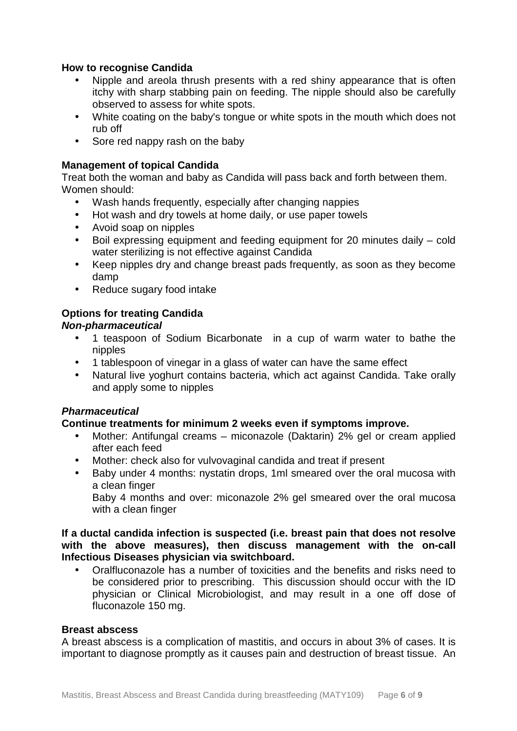**How to recognise Candida**

- Nipple and areola thrush presents with a red shiny appearance that is often itchy with sharp stabbing pain on feeding. The nipple should also be carefully observed to assess for white spots.
- White coating on the baby's tongue or white spots in the mouth which does not rub off
- Sore red nappy rash on the baby

**Management of topical Candida**

Treat both the woman and baby as Candida will pass back and forth between them. Women should:

- Wash hands frequently, especially after changing nappies
- Hot wash and dry towels at home daily, or use paper towels
- Avoid soap on nipples
- Boil expressing equipment and feeding equipment for 20 minutes daily – cold water sterilizing is not effective against Candida
- Keep nipples dry and change breast pads frequently, as soon as they become damp
- Reduce sugary food intake

**Options for treating Candida**

***Non-pharmaceutical***

- 1 teaspoon of Sodium Bicarbonate in a cup of warm water to bathe the nipples
- 1 tablespoon of vinegar in a glass of water can have the same effect
- Natural live yoghurt contains bacteria, which act against Candida. Take orally and apply some to nipples

***Pharmaceutical***

**Continue treatments for minimum 2 weeks even if symptoms improve.**

- Mother: Antifungal creams – miconazole (Daktarin) 2% gel or cream applied after each feed
- Mother: check also for vulvovaginal candida and treat if present
- Baby under 4 months: nystatin drops, 1ml smeared over the oral mucosa with a clean finger

  Baby 4 months and over: miconazole 2% gel smeared over the oral mucosa with a clean finger

**If a ductal candida infection is suspected (i.e. breast pain that does not resolve with the above measures), then discuss management with the on-call Infectious Diseases physician via switchboard.**

- Oralfluconazole has a number of toxicities and the benefits and risks need to be considered prior to prescribing. This discussion should occur with the ID physician or Clinical Microbiologist, and may result in a one off dose of fluconazole 150 mg.

**Breast abscess**

A breast abscess is a complication of mastitis, and occurs in about 3% of cases. It is important to diagnose promptly as it causes pain and destruction of breast tissue. An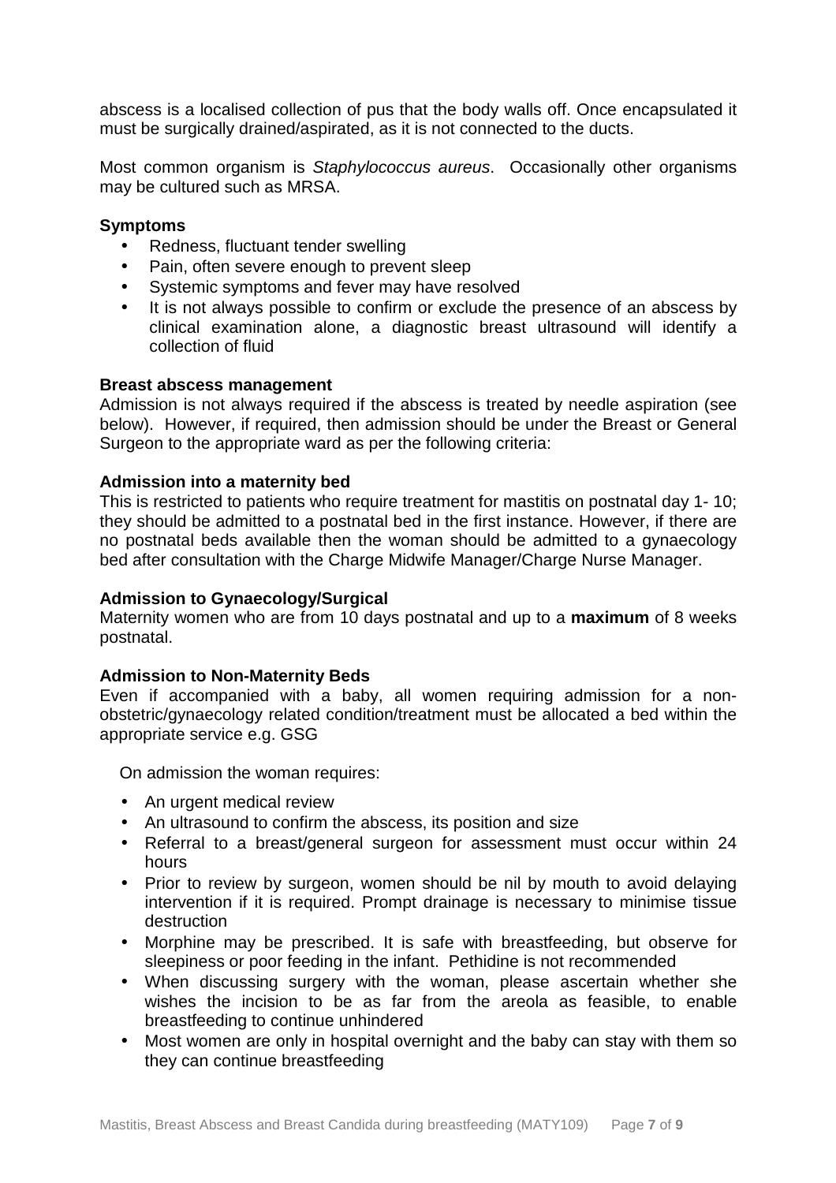abscess is a localised collection of pus that the body walls off. Once encapsulated it must be surgically drained/aspirated, as it is not connected to the ducts.

Most common organism is *Staphylococcus aureus*. Occasionally other organisms may be cultured such as MRSA.

**Symptoms**

- Redness, fluctuant tender swelling
- Pain, often severe enough to prevent sleep
- Systemic symptoms and fever may have resolved
- It is not always possible to confirm or exclude the presence of an abscess by clinical examination alone, a diagnostic breast ultrasound will identify a collection of fluid

**Breast abscess management**

Admission is not always required if the abscess is treated by needle aspiration (see below). However, if required, then admission should be under the Breast or General Surgeon to the appropriate ward as per the following criteria:

**Admission into a maternity bed**

This is restricted to patients who require treatment for mastitis on postnatal day 1- 10; they should be admitted to a postnatal bed in the first instance. However, if there are no postnatal beds available then the woman should be admitted to a gynaecology bed after consultation with the Charge Midwife Manager/Charge Nurse Manager.

**Admission to Gynaecology/Surgical**

Maternity women who are from 10 days postnatal and up to a **maximum** of 8 weeks postnatal.

**Admission to Non-Maternity Beds**

Even if accompanied with a baby, all women requiring admission for a non-obstetric/gynaecology related condition/treatment must be allocated a bed within the appropriate service e.g. GSG

On admission the woman requires:

- An urgent medical review
- An ultrasound to confirm the abscess, its position and size
- Referral to a breast/general surgeon for assessment must occur within 24 hours
- Prior to review by surgeon, women should be nil by mouth to avoid delaying intervention if it is required. Prompt drainage is necessary to minimise tissue destruction
- Morphine may be prescribed. It is safe with breastfeeding, but observe for sleepiness or poor feeding in the infant. Pethidine is not recommended
- When discussing surgery with the woman, please ascertain whether she wishes the incision to be as far from the areola as feasible, to enable breastfeeding to continue unhindered
- Most women are only in hospital overnight and the baby can stay with them so they can continue breastfeeding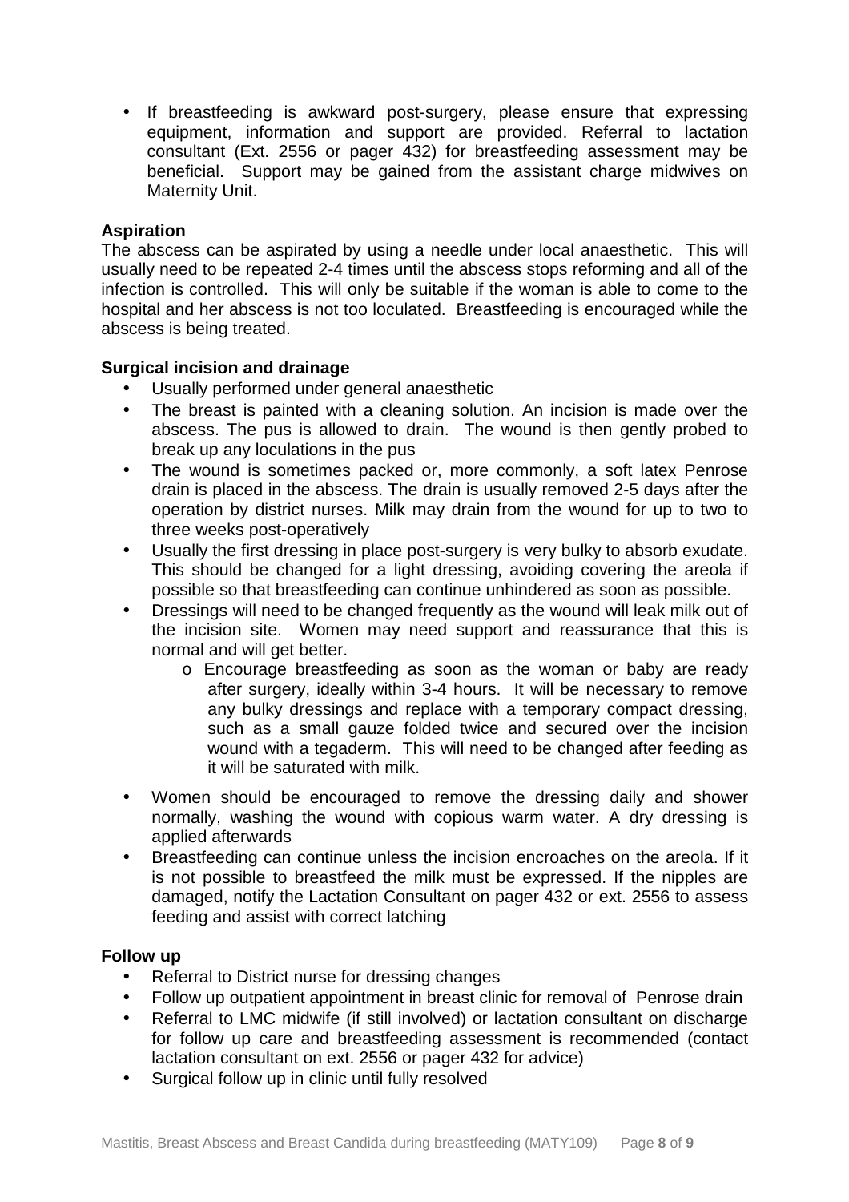- If breastfeeding is awkward post-surgery, please ensure that expressing equipment, information and support are provided. Referral to lactation consultant (Ext. 2556 or pager 432) for breastfeeding assessment may be beneficial. Support may be gained from the assistant charge midwives on Maternity Unit.

**Aspiration**

The abscess can be aspirated by using a needle under local anaesthetic. This will usually need to be repeated 2-4 times until the abscess stops reforming and all of the infection is controlled. This will only be suitable if the woman is able to come to the hospital and her abscess is not too loculated. Breastfeeding is encouraged while the abscess is being treated.

**Surgical incision and drainage**

- Usually performed under general anaesthetic
- The breast is painted with a cleaning solution. An incision is made over the abscess. The pus is allowed to drain. The wound is then gently probed to break up any loculations in the pus
- The wound is sometimes packed or, more commonly, a soft latex Penrose drain is placed in the abscess. The drain is usually removed 2-5 days after the operation by district nurses. Milk may drain from the wound for up to two to three weeks post-operatively
- Usually the first dressing in place post-surgery is very bulky to absorb exudate. This should be changed for a light dressing, avoiding covering the areola if possible so that breastfeeding can continue unhindered as soon as possible.
- Dressings will need to be changed frequently as the wound will leak milk out of the incision site. Women may need support and reassurance that this is normal and will get better.
    - Encourage breastfeeding as soon as the woman or baby are ready after surgery, ideally within 3-4 hours. It will be necessary to remove any bulky dressings and replace with a temporary compact dressing, such as a small gauze folded twice and secured over the incision wound with a tegaderm. This will need to be changed after feeding as it will be saturated with milk.
- Women should be encouraged to remove the dressing daily and shower normally, washing the wound with copious warm water. A dry dressing is applied afterwards
- Breastfeeding can continue unless the incision encroaches on the areola. If it is not possible to breastfeed the milk must be expressed. If the nipples are damaged, notify the Lactation Consultant on pager 432 or ext. 2556 to assess feeding and assist with correct latching

**Follow up**

- Referral to District nurse for dressing changes
- Follow up outpatient appointment in breast clinic for removal of Penrose drain
- Referral to LMC midwife (if still involved) or lactation consultant on discharge for follow up care and breastfeeding assessment is recommended (contact lactation consultant on ext. 2556 or pager 432 for advice)
- Surgical follow up in clinic until fully resolved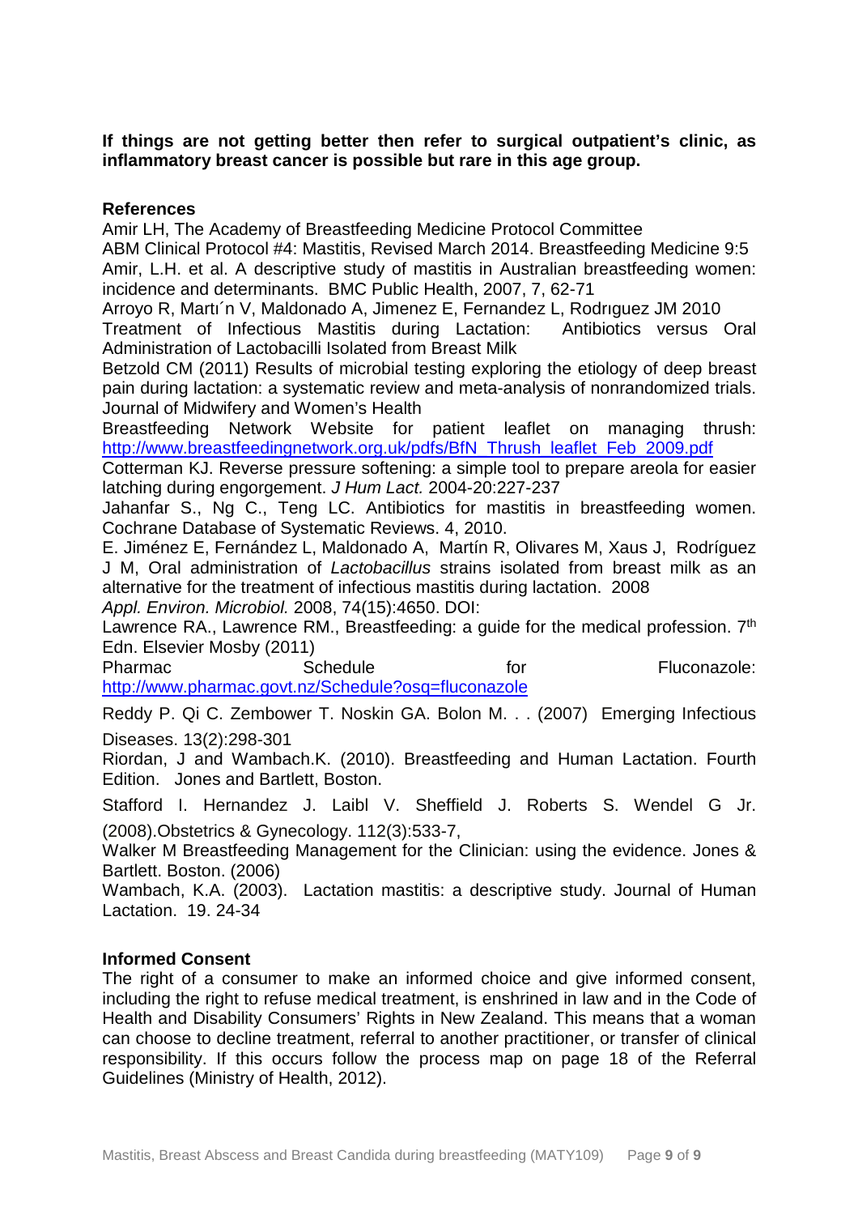**If things are not getting better then refer to surgical outpatient's clinic, as inflammatory breast cancer is possible but rare in this age group.**

## References

Amir LH, The Academy of Breastfeeding Medicine Protocol Committee
ABM Clinical Protocol #4: Mastitis, Revised March 2014. Breastfeeding Medicine 9:5

Amir, L.H. et al. A descriptive study of mastitis in Australian breastfeeding women: incidence and determinants. BMC Public Health, 2007, 7, 62-71

Arroyo R, Martı´n V, Maldonado A, Jimenez E, Fernandez L, Rodrıguez JM 2010
Treatment of Infectious Mastitis during Lactation: Antibiotics versus Oral Administration of Lactobacilli Isolated from Breast Milk

Betzold CM (2011) Results of microbial testing exploring the etiology of deep breast pain during lactation: a systematic review and meta-analysis of nonrandomized trials. Journal of Midwifery and Women's Health

Breastfeeding Network Website for patient leaflet on managing thrush: http://www.breastfeedingnetwork.org.uk/pdfs/BfN_Thrush_leaflet_Feb_2009.pdf

Cotterman KJ. Reverse pressure softening: a simple tool to prepare areola for easier latching during engorgement. *J Hum Lact.* 2004-20:227-237

Jahanfar S., Ng C., Teng LC. Antibiotics for mastitis in breastfeeding women. Cochrane Database of Systematic Reviews. 4, 2010.

E. Jiménez E, Fernández L, Maldonado A, Martín R, Olivares M, Xaus J, Rodríguez J M, Oral administration of *Lactobacillus* strains isolated from breast milk as an alternative for the treatment of infectious mastitis during lactation. 2008
*Appl. Environ. Microbiol.* 2008, 74(15):4650. DOI:

Lawrence RA., Lawrence RM., Breastfeeding: a guide for the medical profession. 7th Edn. Elsevier Mosby (2011)

Pharmac Schedule for Fluconazole: http://www.pharmac.govt.nz/Schedule?osq=fluconazole

Reddy P. Qi C. Zembower T. Noskin GA. Bolon M. . . (2007) Emerging Infectious Diseases. 13(2):298-301

Riordan, J and Wambach.K. (2010). Breastfeeding and Human Lactation. Fourth Edition. Jones and Bartlett, Boston.

Stafford I. Hernandez J. Laibl V. Sheffield J. Roberts S. Wendel G Jr. (2008).Obstetrics & Gynecology. 112(3):533-7,

Walker M Breastfeeding Management for the Clinician: using the evidence. Jones & Bartlett. Boston. (2006)

Wambach, K.A. (2003). Lactation mastitis: a descriptive study. Journal of Human Lactation. 19. 24-34

## Informed Consent

The right of a consumer to make an informed choice and give informed consent, including the right to refuse medical treatment, is enshrined in law and in the Code of Health and Disability Consumers' Rights in New Zealand. This means that a woman can choose to decline treatment, referral to another practitioner, or transfer of clinical responsibility. If this occurs follow the process map on page 18 of the Referral Guidelines (Ministry of Health, 2012).